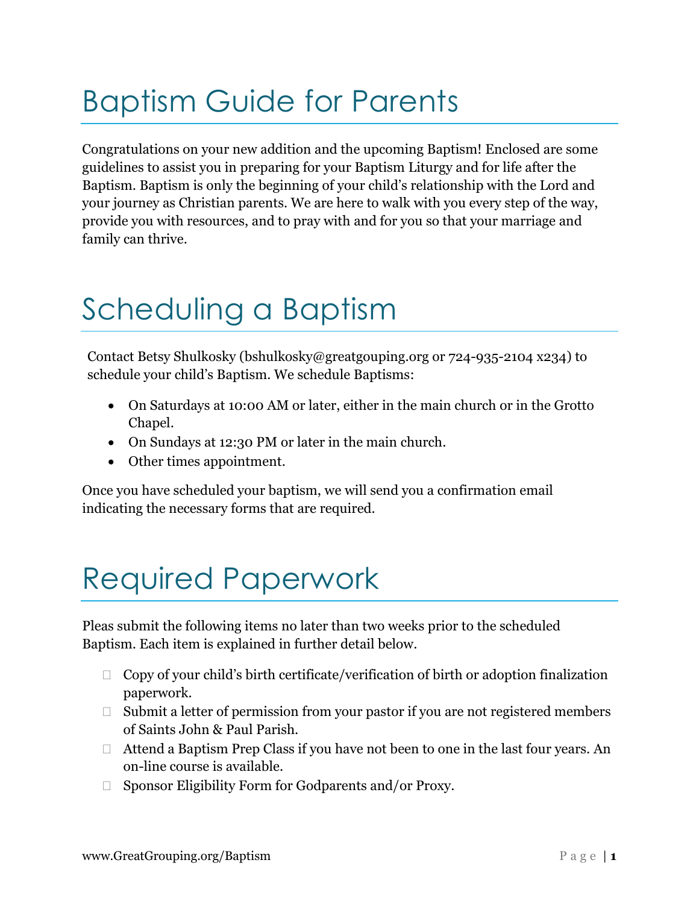# Baptism Guide for Parents

Congratulations on your new addition and the upcoming Baptism! Enclosed are some guidelines to assist you in preparing for your Baptism Liturgy and for life after the Baptism. Baptism is only the beginning of your child's relationship with the Lord and your journey as Christian parents. We are here to walk with you every step of the way, provide you with resources, and to pray with and for you so that your marriage and family can thrive.

# Scheduling a Baptism

Contact Betsy Shulkosky (bshulkosky@greatgouping.org or 724-935-2104 x234) to schedule your child's Baptism. We schedule Baptisms:

- On Saturdays at 10:00 AM or later, either in the main church or in the Grotto Chapel.
- On Sundays at 12:30 PM or later in the main church.
- Other times appointment.

Once you have scheduled your baptism, we will send you a confirmation email indicating the necessary forms that are required.

# Required Paperwork

Pleas submit the following items no later than two weeks prior to the scheduled Baptism. Each item is explained in further detail below.

- [ ] Copy of your child's birth certificate/verification of birth or adoption finalization paperwork.
- [ ] Submit a letter of permission from your pastor if you are not registered members of Saints John & Paul Parish.
- [ ] Attend a Baptism Prep Class if you have not been to one in the last four years. An on-line course is available.
- [ ] Sponsor Eligibility Form for Godparents and/or Proxy.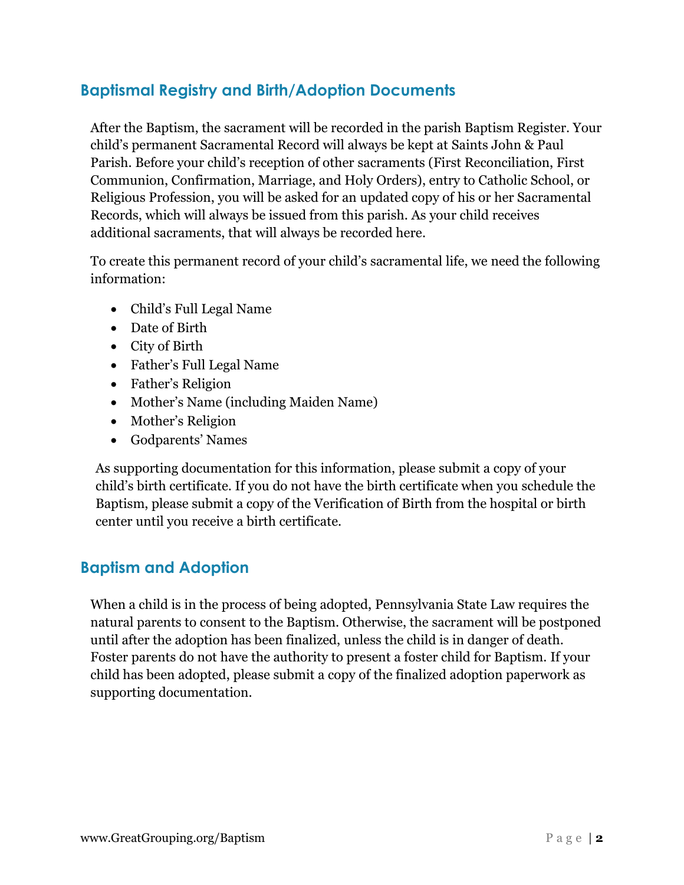## Baptismal Registry and Birth/Adoption Documents

After the Baptism, the sacrament will be recorded in the parish Baptism Register. Your child's permanent Sacramental Record will always be kept at Saints John & Paul Parish. Before your child's reception of other sacraments (First Reconciliation, First Communion, Confirmation, Marriage, and Holy Orders), entry to Catholic School, or Religious Profession, you will be asked for an updated copy of his or her Sacramental Records, which will always be issued from this parish. As your child receives additional sacraments, that will always be recorded here.

To create this permanent record of your child's sacramental life, we need the following information:

- Child's Full Legal Name
- Date of Birth
- City of Birth
- Father's Full Legal Name
- Father's Religion
- Mother's Name (including Maiden Name)
- Mother's Religion
- Godparents' Names

As supporting documentation for this information, please submit a copy of your child's birth certificate. If you do not have the birth certificate when you schedule the Baptism, please submit a copy of the Verification of Birth from the hospital or birth center until you receive a birth certificate.

## Baptism and Adoption

When a child is in the process of being adopted, Pennsylvania State Law requires the natural parents to consent to the Baptism. Otherwise, the sacrament will be postponed until after the adoption has been finalized, unless the child is in danger of death. Foster parents do not have the authority to present a foster child for Baptism. If your child has been adopted, please submit a copy of the finalized adoption paperwork as supporting documentation.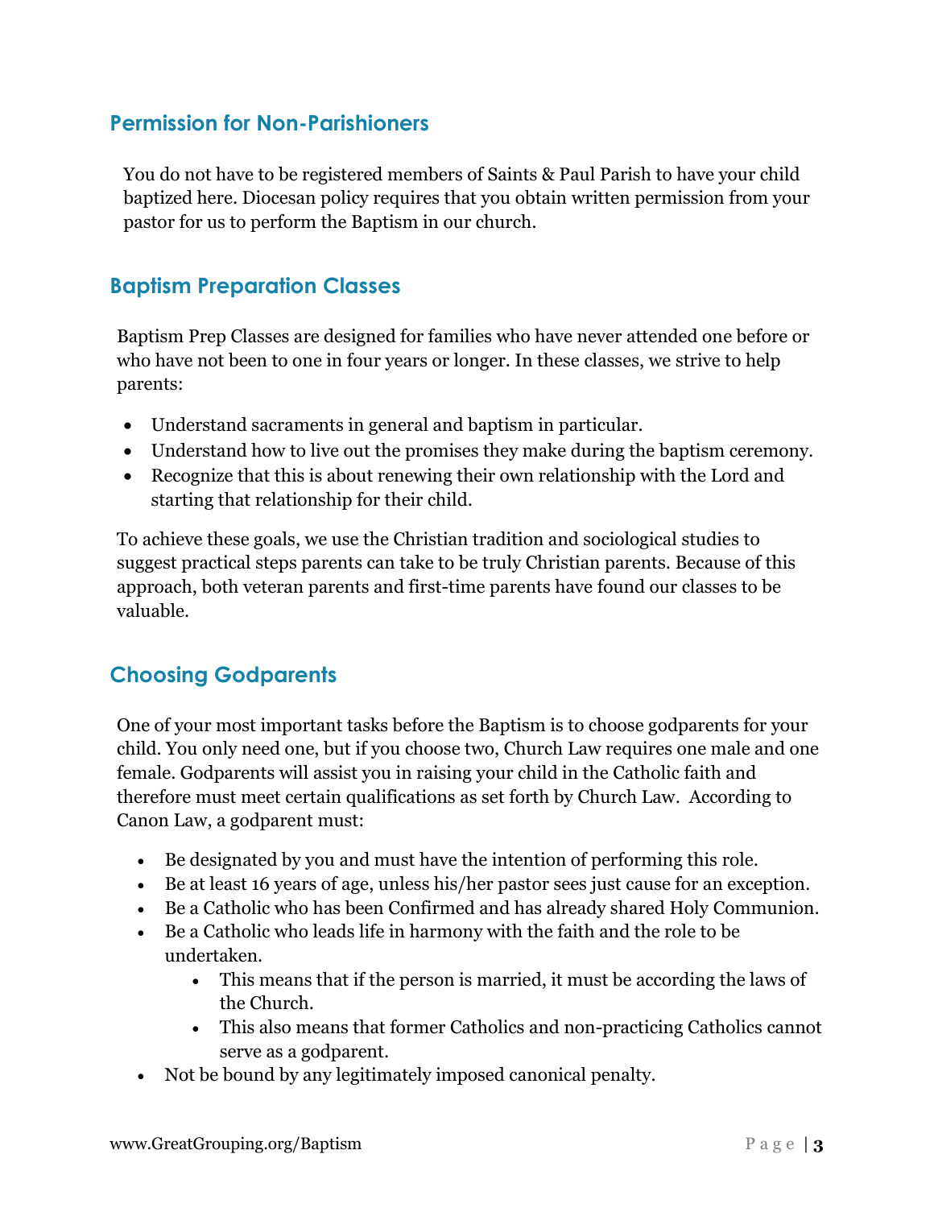## Permission for Non-Parishioners

You do not have to be registered members of Saints & Paul Parish to have your child baptized here. Diocesan policy requires that you obtain written permission from your pastor for us to perform the Baptism in our church.

## Baptism Preparation Classes

Baptism Prep Classes are designed for families who have never attended one before or who have not been to one in four years or longer. In these classes, we strive to help parents:

- Understand sacraments in general and baptism in particular.
- Understand how to live out the promises they make during the baptism ceremony.
- Recognize that this is about renewing their own relationship with the Lord and starting that relationship for their child.

To achieve these goals, we use the Christian tradition and sociological studies to suggest practical steps parents can take to be truly Christian parents. Because of this approach, both veteran parents and first-time parents have found our classes to be valuable.

## Choosing Godparents

One of your most important tasks before the Baptism is to choose godparents for your child. You only need one, but if you choose two, Church Law requires one male and one female. Godparents will assist you in raising your child in the Catholic faith and therefore must meet certain qualifications as set forth by Church Law. According to Canon Law, a godparent must:

- Be designated by you and must have the intention of performing this role.
- Be at least 16 years of age, unless his/her pastor sees just cause for an exception.
- Be a Catholic who has been Confirmed and has already shared Holy Communion.
- Be a Catholic who leads life in harmony with the faith and the role to be undertaken.
  - This means that if the person is married, it must be according the laws of the Church.
  - This also means that former Catholics and non-practicing Catholics cannot serve as a godparent.
- Not be bound by any legitimately imposed canonical penalty.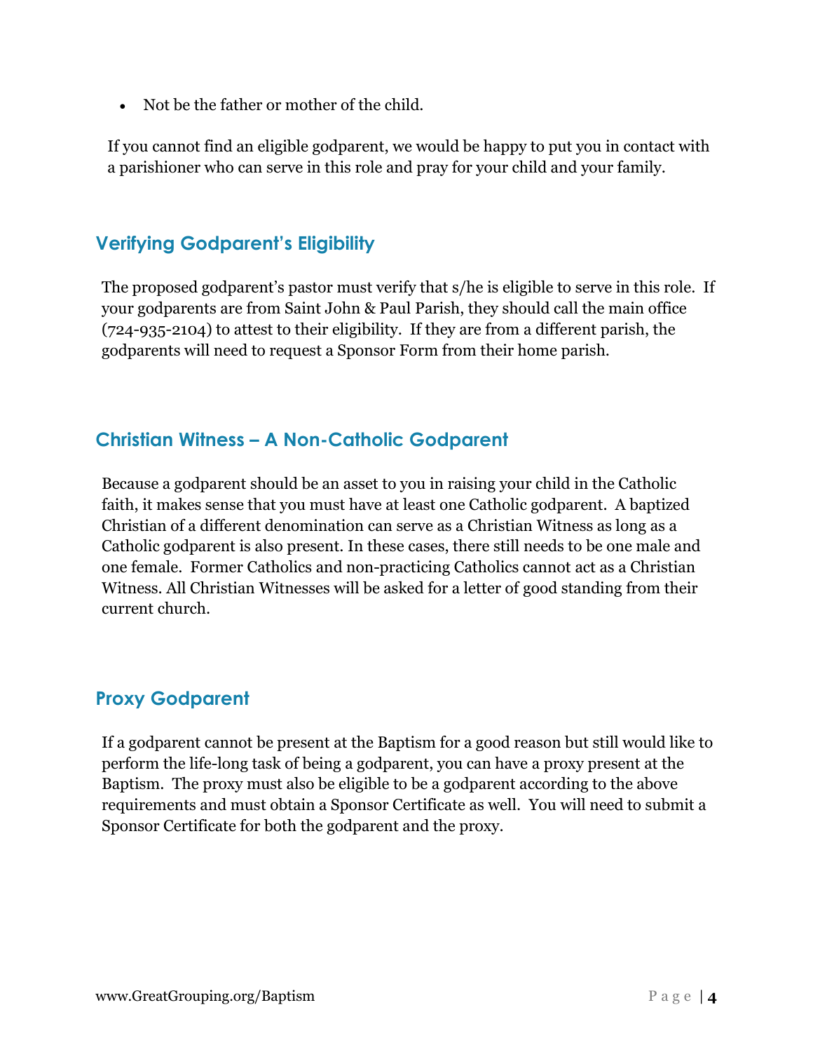- Not be the father or mother of the child.

If you cannot find an eligible godparent, we would be happy to put you in contact with a parishioner who can serve in this role and pray for your child and your family.

## Verifying Godparent's Eligibility

The proposed godparent's pastor must verify that s/he is eligible to serve in this role. If your godparents are from Saint John & Paul Parish, they should call the main office (724-935-2104) to attest to their eligibility. If they are from a different parish, the godparents will need to request a Sponsor Form from their home parish.

## Christian Witness – A Non-Catholic Godparent

Because a godparent should be an asset to you in raising your child in the Catholic faith, it makes sense that you must have at least one Catholic godparent. A baptized Christian of a different denomination can serve as a Christian Witness as long as a Catholic godparent is also present. In these cases, there still needs to be one male and one female. Former Catholics and non-practicing Catholics cannot act as a Christian Witness. All Christian Witnesses will be asked for a letter of good standing from their current church.

## Proxy Godparent

If a godparent cannot be present at the Baptism for a good reason but still would like to perform the life-long task of being a godparent, you can have a proxy present at the Baptism. The proxy must also be eligible to be a godparent according to the above requirements and must obtain a Sponsor Certificate as well. You will need to submit a Sponsor Certificate for both the godparent and the proxy.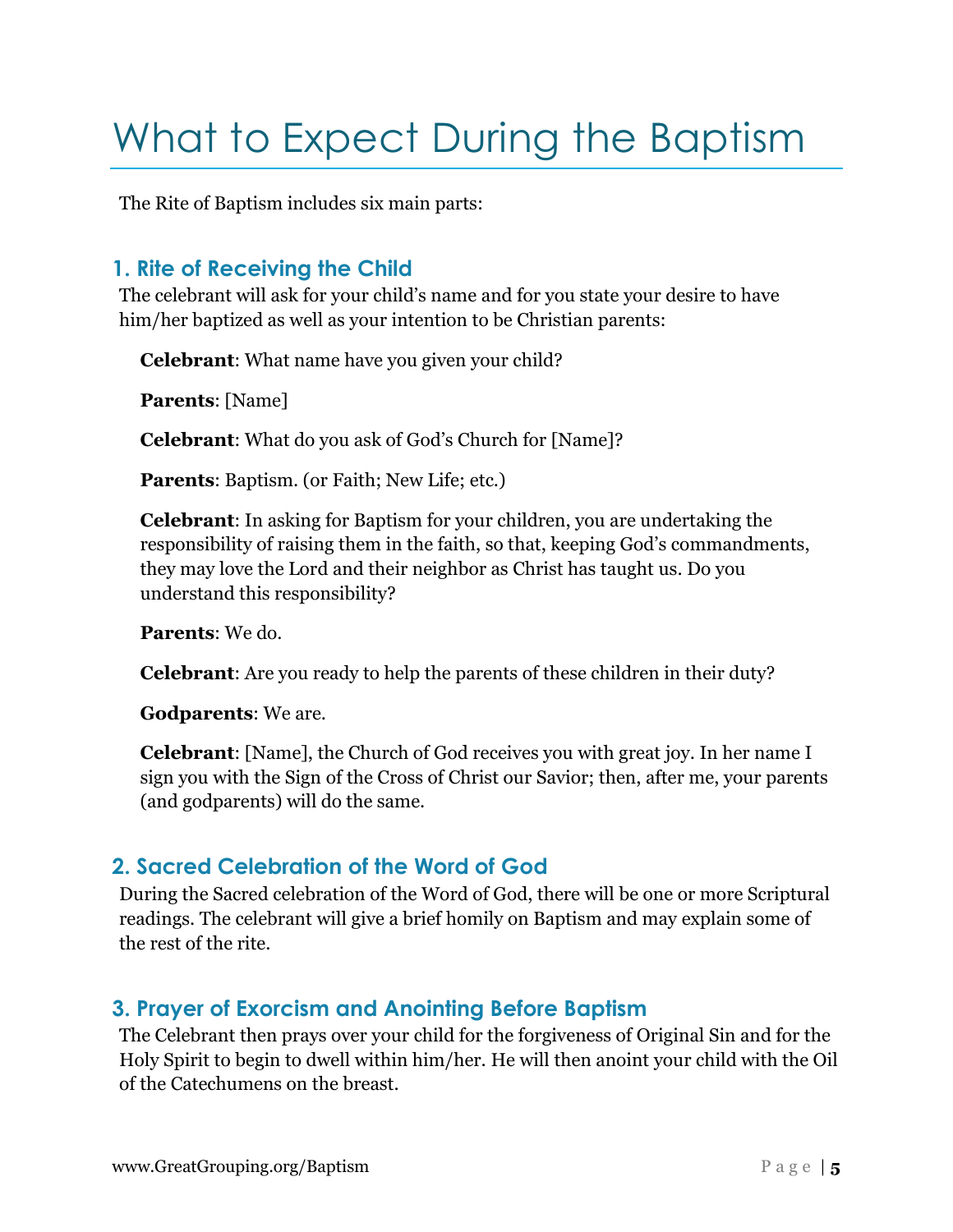# What to Expect During the Baptism

The Rite of Baptism includes six main parts:

## 1. Rite of Receiving the Child

The celebrant will ask for your child's name and for you state your desire to have him/her baptized as well as your intention to be Christian parents:

**Celebrant**: What name have you given your child?

**Parents**: [Name]

**Celebrant**: What do you ask of God's Church for [Name]?

**Parents**: Baptism. (or Faith; New Life; etc.)

**Celebrant**: In asking for Baptism for your children, you are undertaking the responsibility of raising them in the faith, so that, keeping God's commandments, they may love the Lord and their neighbor as Christ has taught us. Do you understand this responsibility?

**Parents**: We do.

**Celebrant**: Are you ready to help the parents of these children in their duty?

**Godparents**: We are.

**Celebrant**: [Name], the Church of God receives you with great joy. In her name I sign you with the Sign of the Cross of Christ our Savior; then, after me, your parents (and godparents) will do the same.

## 2. Sacred Celebration of the Word of God

During the Sacred celebration of the Word of God, there will be one or more Scriptural readings. The celebrant will give a brief homily on Baptism and may explain some of the rest of the rite.

## 3. Prayer of Exorcism and Anointing Before Baptism

The Celebrant then prays over your child for the forgiveness of Original Sin and for the Holy Spirit to begin to dwell within him/her. He will then anoint your child with the Oil of the Catechumens on the breast.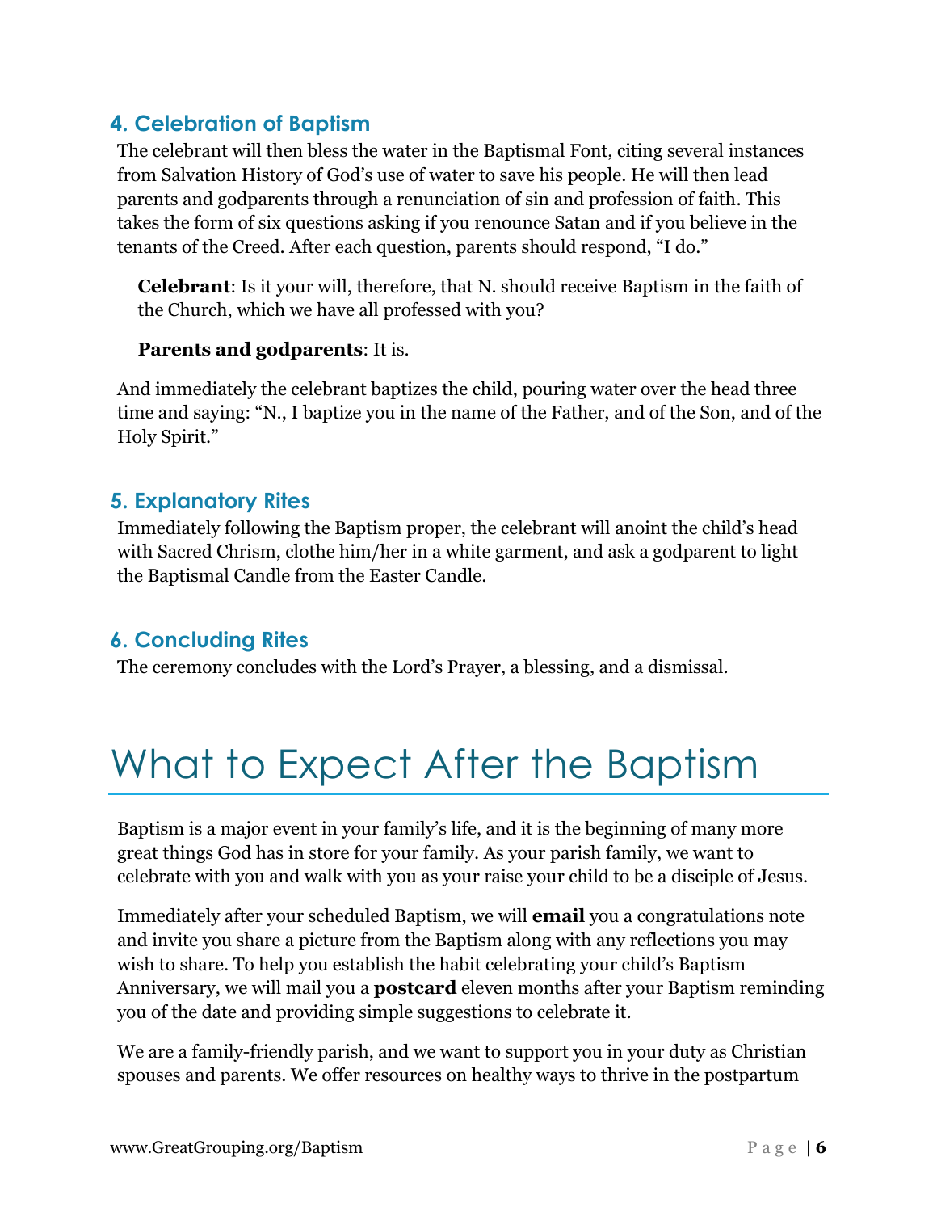### 4. Celebration of Baptism

The celebrant will then bless the water in the Baptismal Font, citing several instances from Salvation History of God's use of water to save his people. He will then lead parents and godparents through a renunciation of sin and profession of faith. This takes the form of six questions asking if you renounce Satan and if you believe in the tenants of the Creed. After each question, parents should respond, "I do."

> **Celebrant**: Is it your will, therefore, that N. should receive Baptism in the faith of the Church, which we have all professed with you?
>
> **Parents and godparents**: It is.

And immediately the celebrant baptizes the child, pouring water over the head three time and saying: "N., I baptize you in the name of the Father, and of the Son, and of the Holy Spirit."

### 5. Explanatory Rites

Immediately following the Baptism proper, the celebrant will anoint the child's head with Sacred Chrism, clothe him/her in a white garment, and ask a godparent to light the Baptismal Candle from the Easter Candle.

### 6. Concluding Rites

The ceremony concludes with the Lord's Prayer, a blessing, and a dismissal.

# What to Expect After the Baptism

Baptism is a major event in your family's life, and it is the beginning of many more great things God has in store for your family. As your parish family, we want to celebrate with you and walk with you as your raise your child to be a disciple of Jesus.

Immediately after your scheduled Baptism, we will **email** you a congratulations note and invite you share a picture from the Baptism along with any reflections you may wish to share. To help you establish the habit celebrating your child's Baptism Anniversary, we will mail you a **postcard** eleven months after your Baptism reminding you of the date and providing simple suggestions to celebrate it.

We are a family-friendly parish, and we want to support you in your duty as Christian spouses and parents. We offer resources on healthy ways to thrive in the postpartum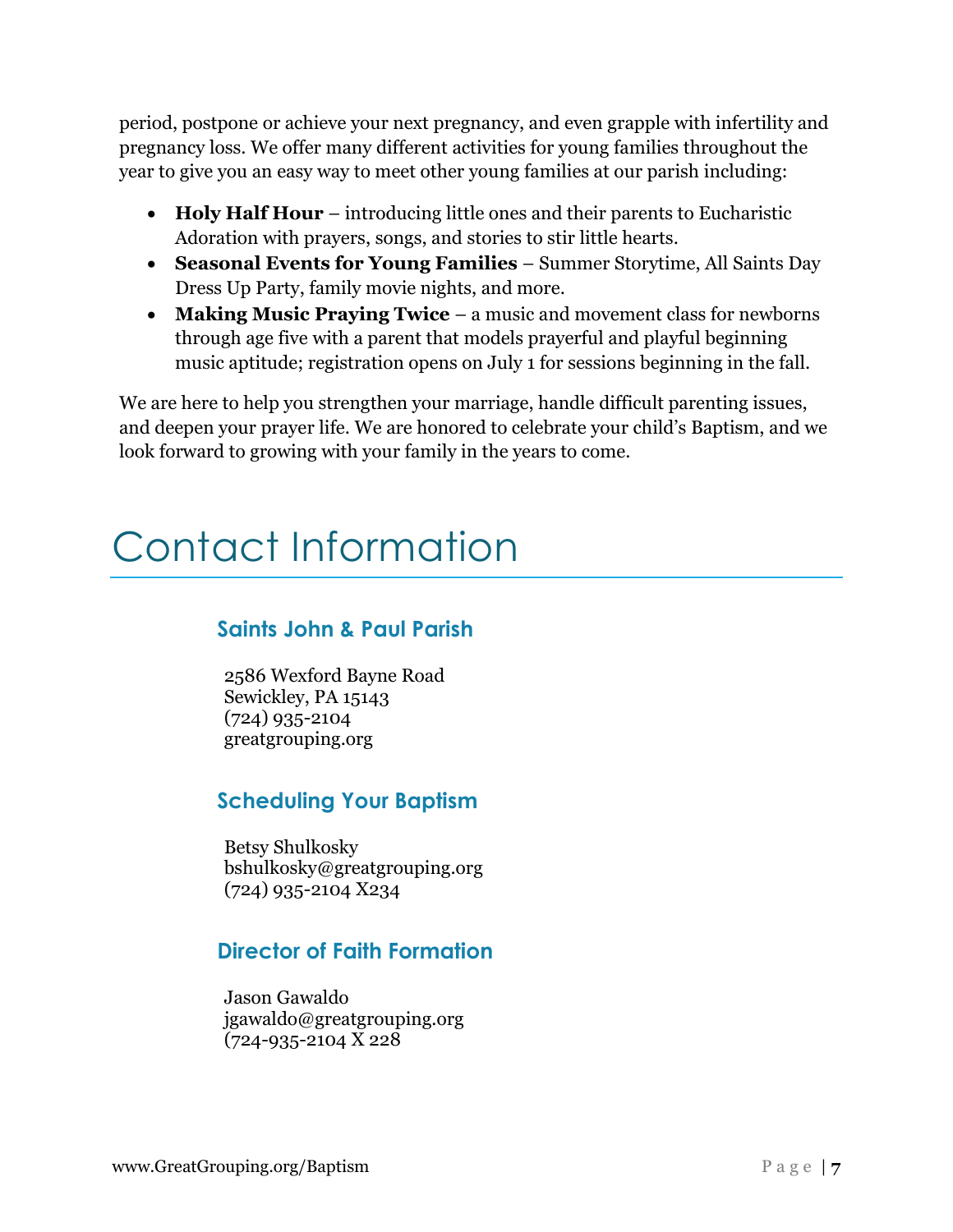period, postpone or achieve your next pregnancy, and even grapple with infertility and pregnancy loss. We offer many different activities for young families throughout the year to give you an easy way to meet other young families at our parish including:

- **Holy Half Hour** – introducing little ones and their parents to Eucharistic Adoration with prayers, songs, and stories to stir little hearts.
- **Seasonal Events for Young Families** – Summer Storytime, All Saints Day Dress Up Party, family movie nights, and more.
- **Making Music Praying Twice** – a music and movement class for newborns through age five with a parent that models prayerful and playful beginning music aptitude; registration opens on July 1 for sessions beginning in the fall.

We are here to help you strengthen your marriage, handle difficult parenting issues, and deepen your prayer life. We are honored to celebrate your child's Baptism, and we look forward to growing with your family in the years to come.

# Contact Information

### Saints John & Paul Parish

2586 Wexford Bayne Road
Sewickley, PA 15143
(724) 935-2104
greatgrouping.org

### Scheduling Your Baptism

Betsy Shulkosky
bshulkosky@greatgrouping.org
(724) 935-2104 X234

### Director of Faith Formation

Jason Gawaldo
jgawaldo@greatgrouping.org
(724-935-2104 X 228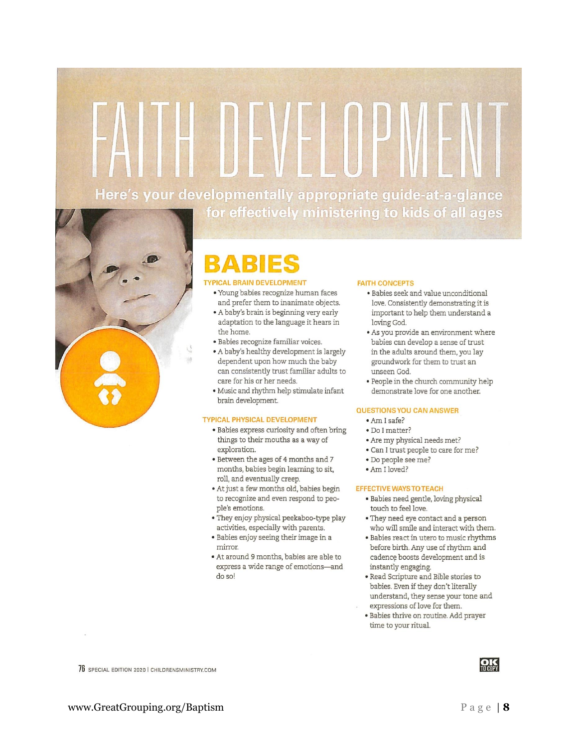# FAITH DEVELOPMENT

**Here's your developmentally appropriate guide-at-a-glance for effectively ministering to kids of all ages**

## BABIES

### TYPICAL BRAIN DEVELOPMENT

- Young babies recognize human faces and prefer them to inanimate objects.
- A baby's brain is beginning very early adaptation to the language it hears in the home.
- Babies recognize familiar voices.
- A baby's healthy development is largely dependent upon how much the baby can consistently trust familiar adults to care for his or her needs.
- Music and rhythm help stimulate infant brain development.

### TYPICAL PHYSICAL DEVELOPMENT

- Babies express curiosity and often bring things to their mouths as a way of exploration.
- Between the ages of 4 months and 7 months, babies begin learning to sit, roll, and eventually creep.
- At just a few months old, babies begin to recognize and even respond to people's emotions.
- They enjoy physical peekaboo-type play activities, especially with parents.
- Babies enjoy seeing their image in a mirror.
- At around 9 months, babies are able to express a wide range of emotions—and do so!

### FAITH CONCEPTS

- Babies seek and value unconditional love. Consistently demonstrating it is important to help them understand a loving God.
- As you provide an environment where babies can develop a sense of trust in the adults around them, you lay groundwork for them to trust an unseen God.
- People in the church community help demonstrate love for one another.

### QUESTIONS YOU CAN ANSWER

- Am I safe?
- Do I matter?
- Are my physical needs met?
- Can I trust people to care for me?
- Do people see me?
- Am I loved?

### EFFECTIVE WAYS TO TEACH

- Babies need gentle, loving physical touch to feel love.
- They need eye contact and a person who will smile and interact with them.
- Babies react in utero to music rhythms before birth. Any use of rhythm and cadence boosts development and is instantly engaging.
- Read Scripture and Bible stories to babies. Even if they don't literally understand, they sense your tone and expressions of love for them.
- Babies thrive on routine. Add prayer time to your ritual.

76 SPECIAL EDITION 2020 | CHILDRENSMINISTRY.COM

OK TO COPY

www.GreatGrouping.org/Baptism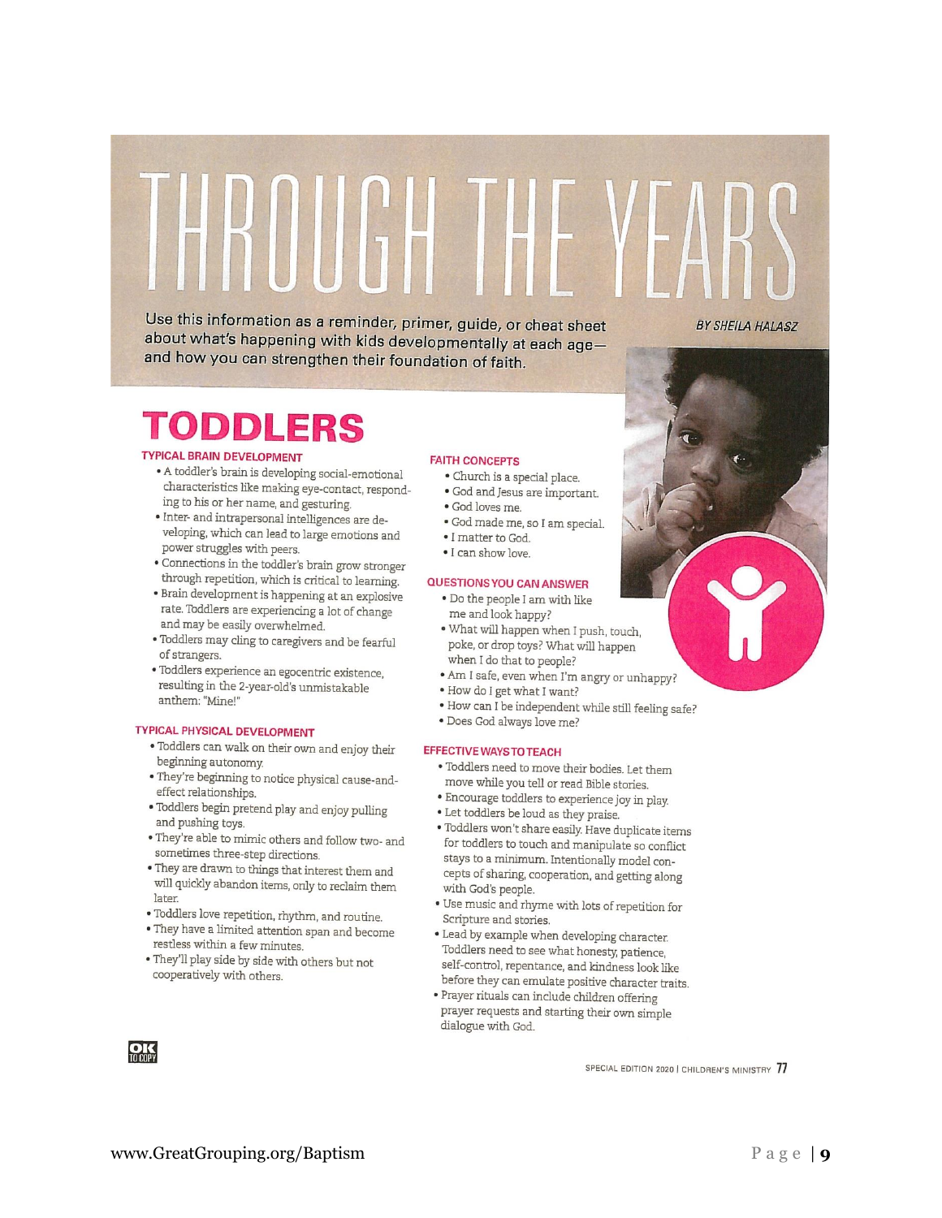# THROUGH THE YEARS

Use this information as a reminder, primer, guide, or cheat sheet about what's happening with kids developmentally at each age—and how you can strengthen their foundation of faith.

*BY SHEILA HALASZ*

## TODDLERS

### TYPICAL BRAIN DEVELOPMENT

- A toddler's brain is developing social-emotional characteristics like making eye-contact, responding to his or her name, and gesturing.
- Inter- and intrapersonal intelligences are developing, which can lead to large emotions and power struggles with peers.
- Connections in the toddler's brain grow stronger through repetition, which is critical to learning.
- Brain development is happening at an explosive rate. Toddlers are experiencing a lot of change and may be easily overwhelmed.
- Toddlers may cling to caregivers and be fearful of strangers.
- Toddlers experience an egocentric existence, resulting in the 2-year-old's unmistakable anthem: "Mine!"

### TYPICAL PHYSICAL DEVELOPMENT

- Toddlers can walk on their own and enjoy their beginning autonomy.
- They're beginning to notice physical cause-and-effect relationships.
- Toddlers begin pretend play and enjoy pulling and pushing toys.
- They're able to mimic others and follow two- and sometimes three-step directions.
- They are drawn to things that interest them and will quickly abandon items, only to reclaim them later.
- Toddlers love repetition, rhythm, and routine.
- They have a limited attention span and become restless within a few minutes.
- They'll play side by side with others but not cooperatively with others.

### FAITH CONCEPTS

- Church is a special place.
- God and Jesus are important.
- God loves me.
- God made me, so I am special.
- I matter to God.
- I can show love.

### QUESTIONS YOU CAN ANSWER

- Do the people I am with like me and look happy?
- What will happen when I push, touch, poke, or drop toys? What will happen when I do that to people?
- Am I safe, even when I'm angry or unhappy?
- How do I get what I want?
- How can I be independent while still feeling safe?
- Does God always love me?

### EFFECTIVE WAYS TO TEACH

- Toddlers need to move their bodies. Let them move while you tell or read Bible stories.
- Encourage toddlers to experience joy in play.
- Let toddlers be loud as they praise.
- Toddlers won't share easily. Have duplicate items for toddlers to touch and manipulate so conflict stays to a minimum. Intentionally model concepts of sharing, cooperation, and getting along with God's people.
- Use music and rhyme with lots of repetition for Scripture and stories.
- Lead by example when developing character. Toddlers need to see what honesty, patience, self-control, repentance, and kindness look like before they can emulate positive character traits.
- Prayer rituals can include children offering prayer requests and starting their own simple dialogue with God.

OK TO COPY

SPECIAL EDITION 2020 | CHILDREN'S MINISTRY 77

www.GreatGrouping.org/Baptism